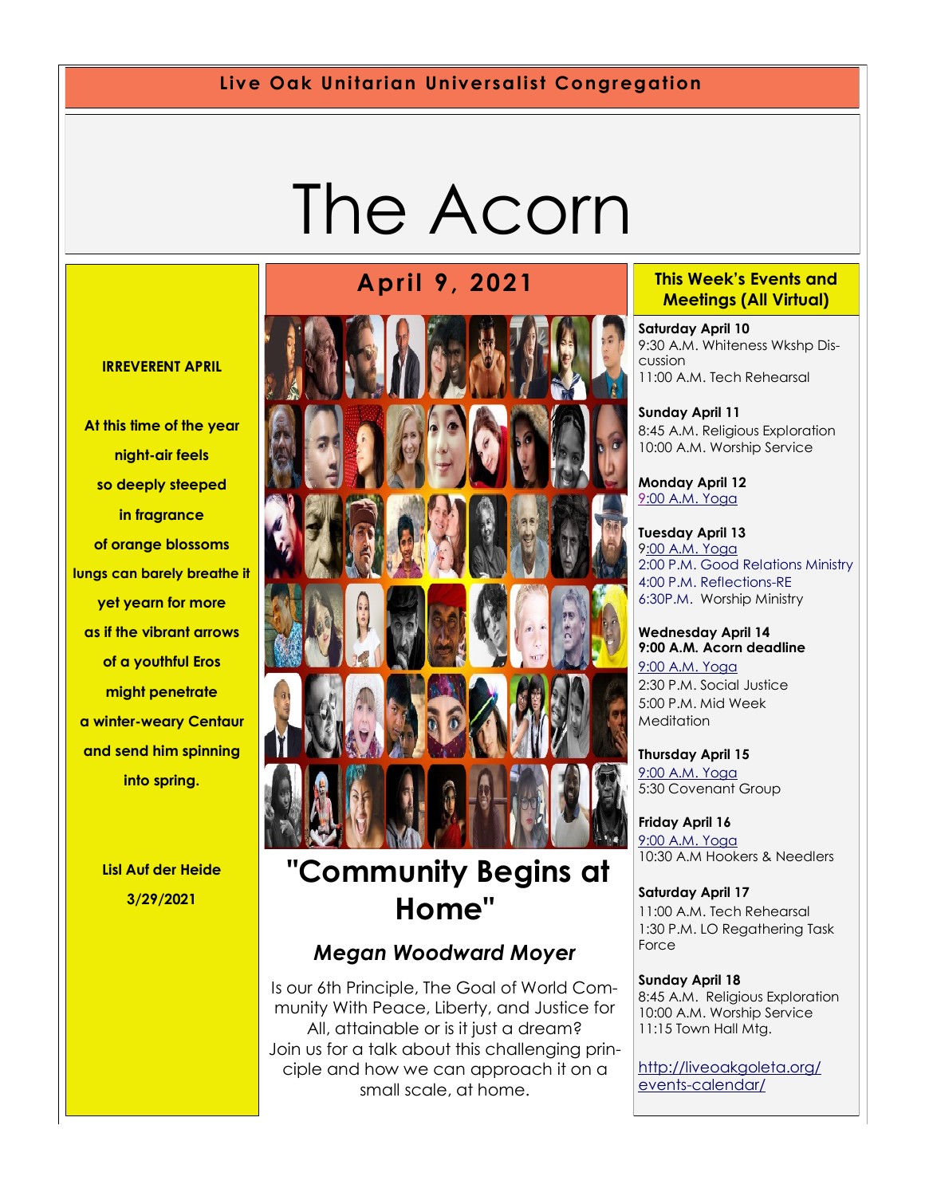Live Oak Unitarian Universalist Congregation

# The Acorn

## April 9, 2021

**IRREVERENT APRIL**

**At this time of the year**
**night-air feels**
**so deeply steeped**
**in fragrance**
**of orange blossoms**
**lungs can barely breathe it**
**yet yearn for more**
**as if the vibrant arrows**
**of a youthful Eros**
**might penetrate**
**a winter-weary Centaur**
**and send him spinning**
**into spring.**

**Lisl Auf der Heide**
**3/29/2021**

# "Community Begins at Home"

### *Megan Woodward Moyer*

Is our 6th Principle, The Goal of World Community With Peace, Liberty, and Justice for All, attainable or is it just a dream? Join us for a talk about this challenging principle and how we can approach it on a small scale, at home.

## This Week's Events and Meetings (All Virtual)

**Saturday April 10**
9:30 A.M. Whiteness Wkshp Discussion
11:00 A.M. Tech Rehearsal

**Sunday April 11**
8:45 A.M. Religious Exploration
10:00 A.M. Worship Service

**Monday April 12**
9:00 A.M. Yoga

**Tuesday April 13**
9:00 A.M. Yoga
2:00 P.M. Good Relations Ministry
4:00 P.M. Reflections-RE
6:30P.M. Worship Ministry

**Wednesday April 14**
**9:00 A.M. Acorn deadline**
9:00 A.M. Yoga
2:30 P.M. Social Justice
5:00 P.M. Mid Week Meditation

**Thursday April 15**
9:00 A.M. Yoga
5:30 Covenant Group

**Friday April 16**
9:00 A.M. Yoga
10:30 A.M Hookers & Needlers

**Saturday April 17**
11:00 A.M. Tech Rehearsal
1:30 P.M. LO Regathering Task Force

**Sunday April 18**
8:45 A.M. Religious Exploration
10:00 A.M. Worship Service
11:15 Town Hall Mtg.

http://liveoakgoleta.org/events-calendar/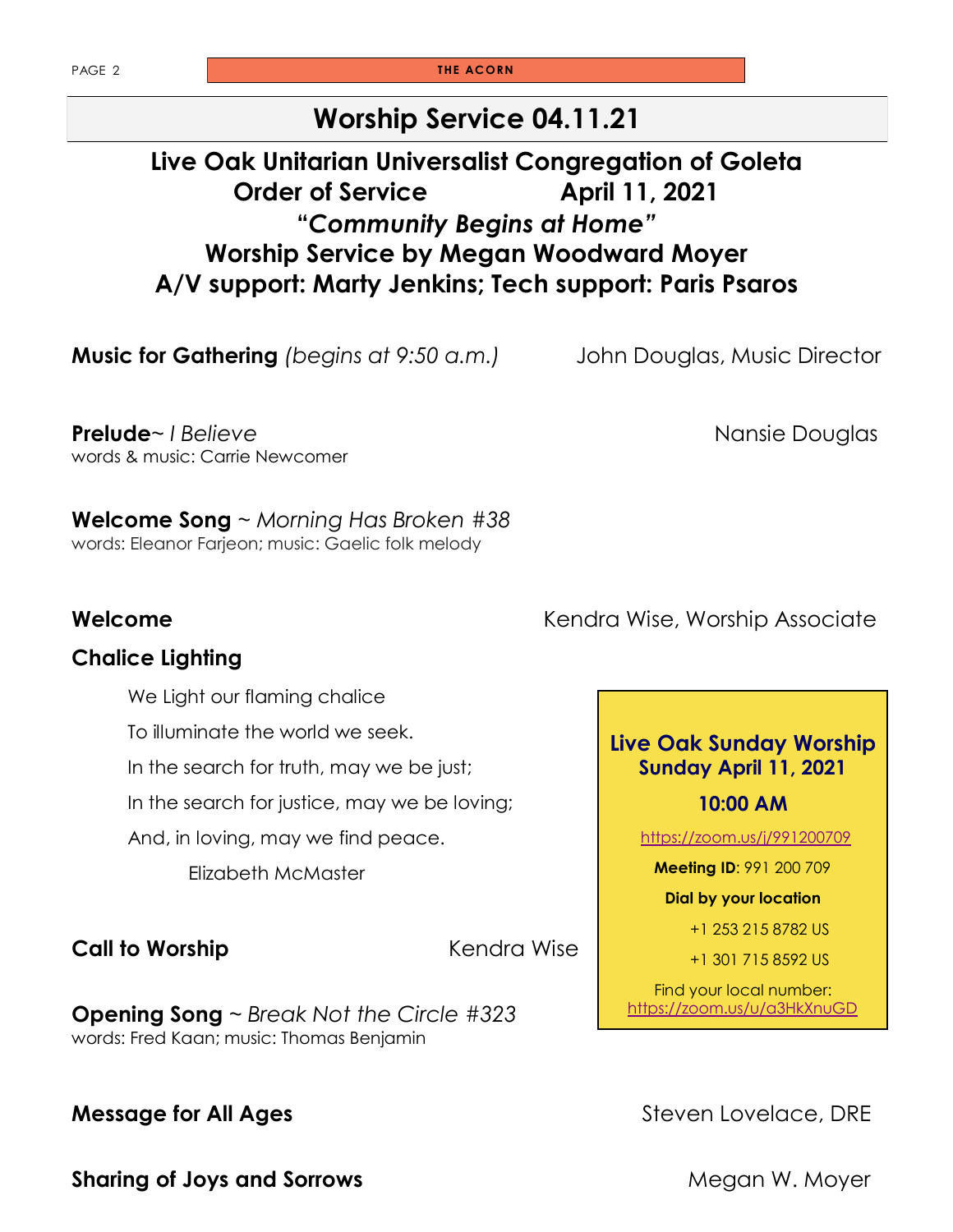# Worship Service 04.11.21

## Live Oak Unitarian Universalist Congregation of Goleta
## Order of Service April 11, 2021
## "*Community Begins at Home*"
## Worship Service by Megan Woodward Moyer
## A/V support: Marty Jenkins; Tech support: Paris Psaros

**Music for Gathering** *(begins at 9:50 a.m.)* John Douglas, Music Director

**Prelude**~ *I Believe* Nansie Douglas
words & music: Carrie Newcomer

**Welcome Song** ~ *Morning Has Broken #38*
words: Eleanor Farjeon; music: Gaelic folk melody

**Welcome** Kendra Wise, Worship Associate

**Chalice Lighting**

We Light our flaming chalice
To illuminate the world we seek.
In the search for truth, may we be just;
In the search for justice, may we be loving;
And, in loving, may we find peace.
Elizabeth McMaster

**Call to Worship** Kendra Wise

**Opening Song** ~ *Break Not the Circle #323*
words: Fred Kaan; music: Thomas Benjamin

**Message for All Ages** Steven Lovelace, DRE

**Sharing of Joys and Sorrows** Megan W. Moyer

---

**Live Oak Sunday Worship**
**Sunday April 11, 2021**

**10:00 AM**

https://zoom.us/j/991200709

**Meeting ID**: 991 200 709

**Dial by your location**

+1 253 215 8782 US

+1 301 715 8592 US

Find your local number: https://zoom.us/u/a3HkXnuGD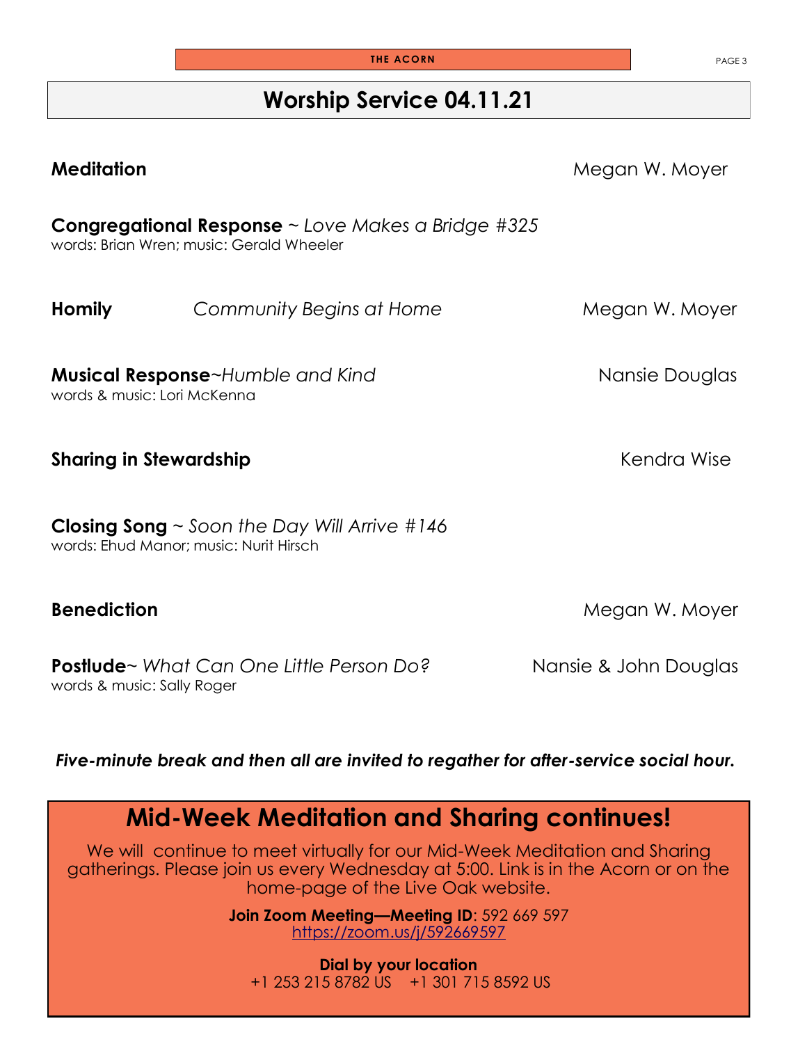## Worship Service 04.11.21

**Meditation** Megan W. Moyer

**Congregational Response** ~ *Love Makes a Bridge #325*
words: Brian Wren; music: Gerald Wheeler

**Homily** *Community Begins at Home* Megan W. Moyer

**Musical Response**~*Humble and Kind* Nansie Douglas
words & music: Lori McKenna

**Sharing in Stewardship** Kendra Wise

**Closing Song** ~ *Soon the Day Will Arrive #146*
words: Ehud Manor; music: Nurit Hirsch

**Benediction** Megan W. Moyer

**Postlude**~ *What Can One Little Person Do?* Nansie & John Douglas
words & music: Sally Roger

***Five-minute break and then all are invited to regather for after-service social hour.***

## Mid-Week Meditation and Sharing continues!

We will continue to meet virtually for our Mid-Week Meditation and Sharing gatherings. Please join us every Wednesday at 5:00. Link is in the Acorn or on the home-page of the Live Oak website.

**Join Zoom Meeting—Meeting ID**: 592 669 597
https://zoom.us/j/592669597

**Dial by your location**
+1 253 215 8782 US +1 301 715 8592 US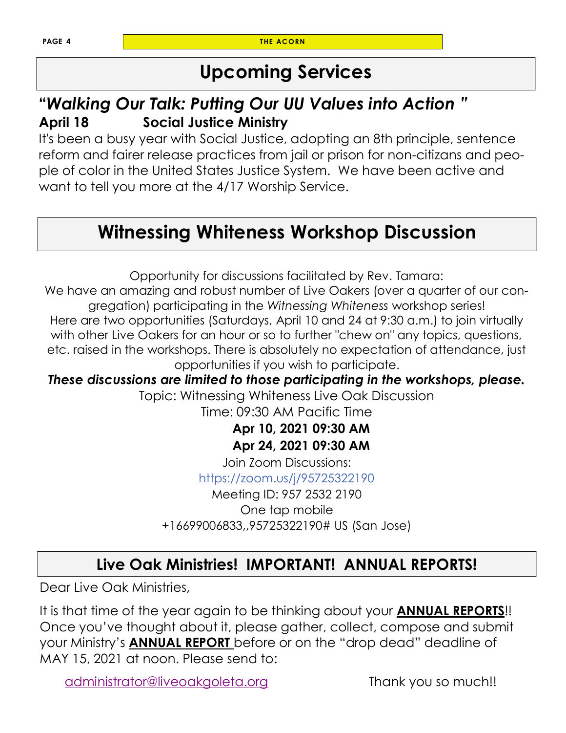# Upcoming Services

## *"Walking Our Talk: Putting Our UU Values into Action "*

**April 18 Social Justice Ministry**

It's been a busy year with Social Justice, adopting an 8th principle, sentence reform and fairer release practices from jail or prison for non-citizans and people of color in the United States Justice System. We have been active and want to tell you more at the 4/17 Worship Service.

# Witnessing Whiteness Workshop Discussion

Opportunity for discussions facilitated by Rev. Tamara:

We have an amazing and robust number of Live Oakers (over a quarter of our congregation) participating in the *Witnessing Whiteness* workshop series!

Here are two opportunities (Saturdays, April 10 and 24 at 9:30 a.m.) to join virtually with other Live Oakers for an hour or so to further "chew on" any topics, questions, etc. raised in the workshops. There is absolutely no expectation of attendance, just opportunities if you wish to participate.

***These discussions are limited to those participating in the workshops, please.***

Topic: Witnessing Whiteness Live Oak Discussion

Time: 09:30 AM Pacific Time

**Apr 10, 2021 09:30 AM**

**Apr 24, 2021 09:30 AM**

Join Zoom Discussions:

https://zoom.us/j/95725322190

Meeting ID: 957 2532 2190

One tap mobile

+16699006833,,95725322190# US (San Jose)

## Live Oak Ministries! IMPORTANT! ANNUAL REPORTS!

Dear Live Oak Ministries,

It is that time of the year again to be thinking about your **ANNUAL REPORTS**!! Once you've thought about it, please gather, collect, compose and submit your Ministry's **ANNUAL REPORT** before or on the "drop dead" deadline of MAY 15, 2021 at noon. Please send to:

administrator@liveoakgoleta.org Thank you so much!!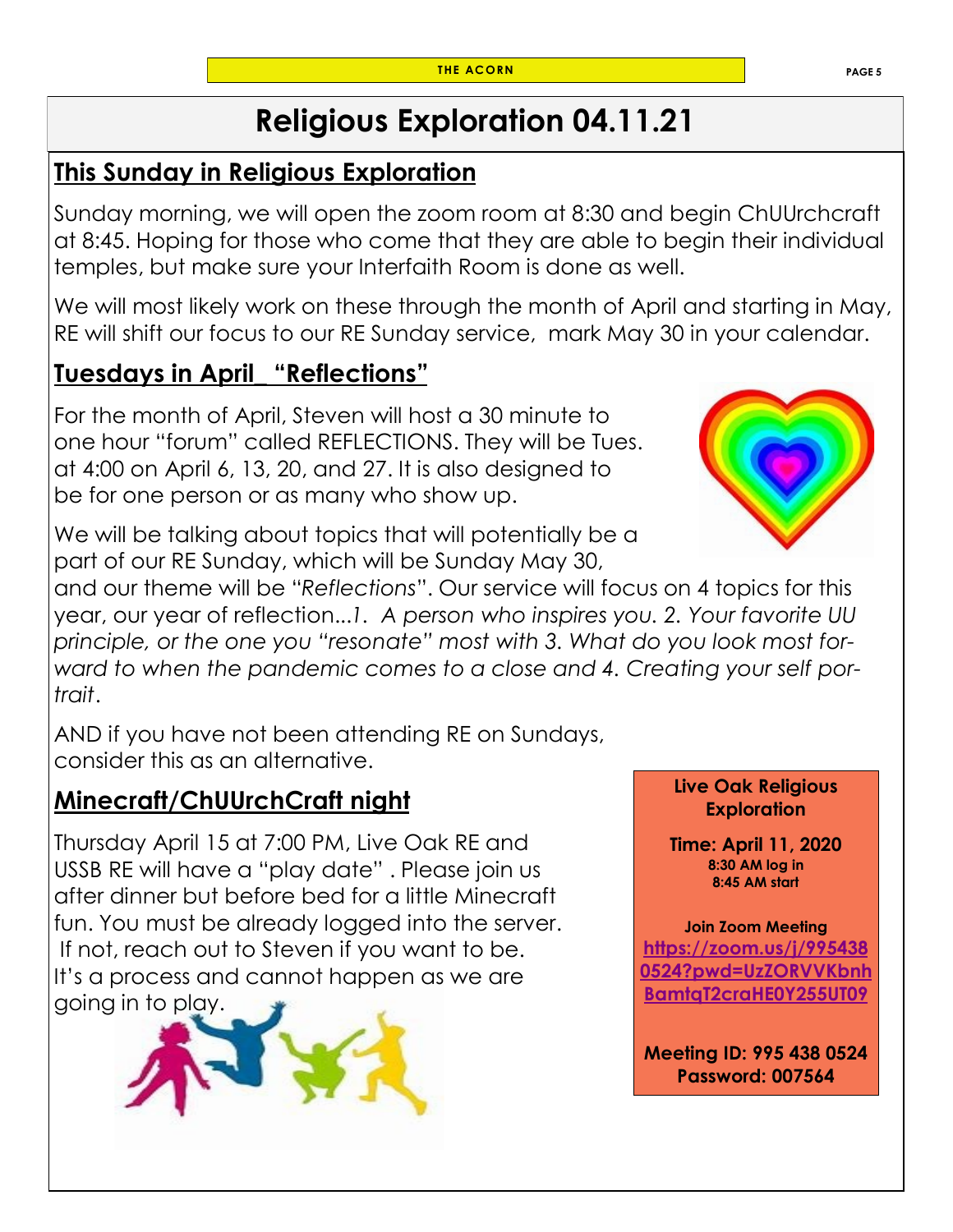# Religious Exploration 04.11.21

## This Sunday in Religious Exploration

Sunday morning, we will open the zoom room at 8:30 and begin ChUUrchcraft at 8:45. Hoping for those who come that they are able to begin their individual temples, but make sure your Interfaith Room is done as well.

We will most likely work on these through the month of April and starting in May, RE will shift our focus to our RE Sunday service, mark May 30 in your calendar.

## Tuesdays in April_ "Reflections"

For the month of April, Steven will host a 30 minute to one hour "forum" called REFLECTIONS. They will be Tues. at 4:00 on April 6, 13, 20, and 27. It is also designed to be for one person or as many who show up.

We will be talking about topics that will potentially be a part of our RE Sunday, which will be Sunday May 30, and our theme will be "*Reflections*". Our service will focus on 4 topics for this year, our year of reflection...*1. A person who inspires you. 2. Your favorite UU principle, or the one you "resonate" most with 3. What do you look most forward to when the pandemic comes to a close and 4. Creating your self portrait*.

AND if you have not been attending RE on Sundays, consider this as an alternative.

## Minecraft/ChUUrchCraft night

Thursday April 15 at 7:00 PM, Live Oak RE and USSB RE will have a "play date" . Please join us after dinner but before bed for a little Minecraft fun. You must be already logged into the server. If not, reach out to Steven if you want to be. It's a process and cannot happen as we are going in to play.

**Live Oak Religious Exploration**

**Time: April 11, 2020**
**8:30 AM log in**
**8:45 AM start**

**Join Zoom Meeting**
**https://zoom.us/j/9954380524?pwd=UzZORVVKbnhBamtqT2craHE0Y255UT09**

**Meeting ID: 995 438 0524**
**Password: 007564**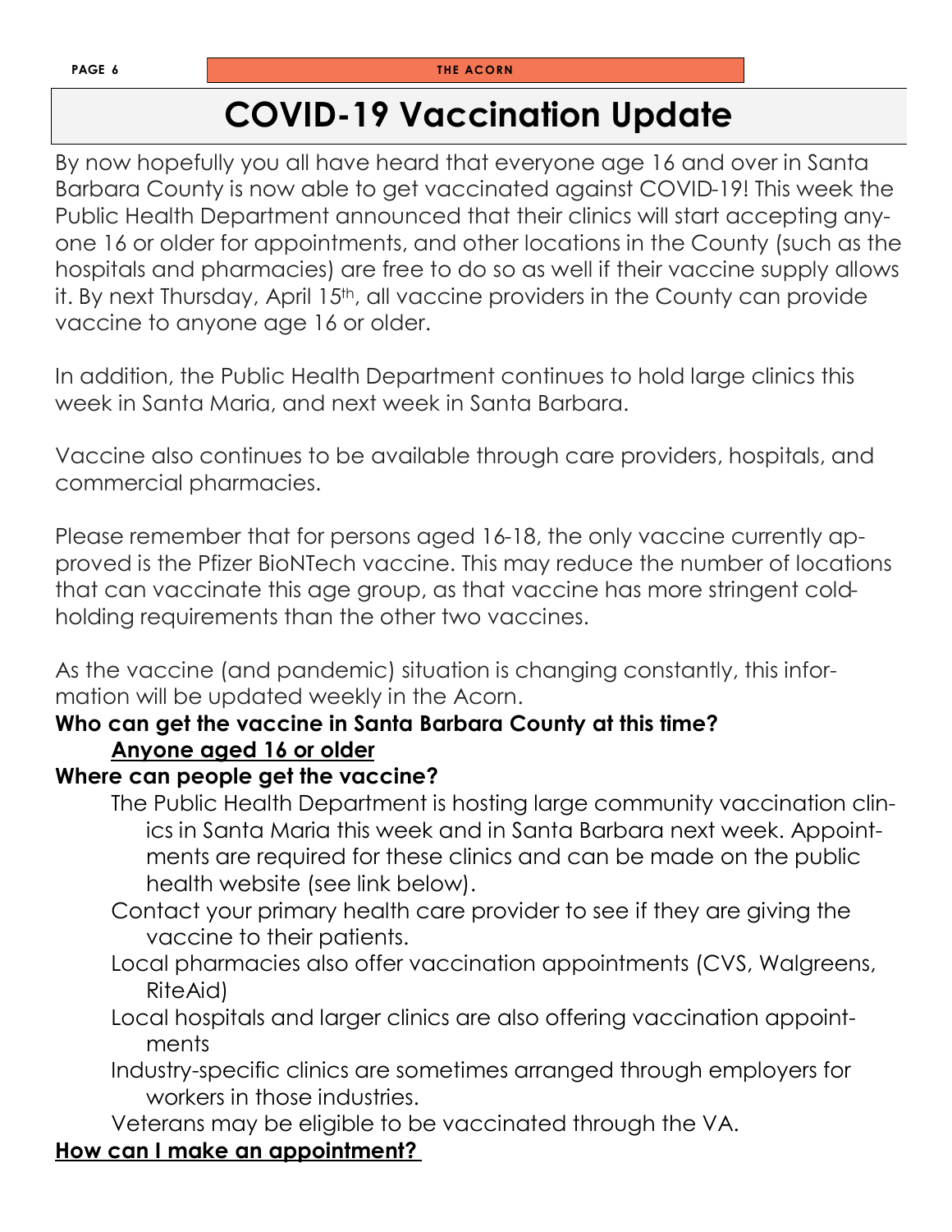# COVID-19 Vaccination Update

By now hopefully you all have heard that everyone age 16 and over in Santa Barbara County is now able to get vaccinated against COVID-19! This week the Public Health Department announced that their clinics will start accepting anyone 16 or older for appointments, and other locations in the County (such as the hospitals and pharmacies) are free to do so as well if their vaccine supply allows it. By next Thursday, April 15th, all vaccine providers in the County can provide vaccine to anyone age 16 or older.

In addition, the Public Health Department continues to hold large clinics this week in Santa Maria, and next week in Santa Barbara.

Vaccine also continues to be available through care providers, hospitals, and commercial pharmacies.

Please remember that for persons aged 16-18, the only vaccine currently approved is the Pfizer BioNTech vaccine. This may reduce the number of locations that can vaccinate this age group, as that vaccine has more stringent cold-holding requirements than the other two vaccines.

As the vaccine (and pandemic) situation is changing constantly, this information will be updated weekly in the Acorn.

**Who can get the vaccine in Santa Barbara County at this time?**

**<u>Anyone aged 16 or older</u>**

**Where can people get the vaccine?**

- The Public Health Department is hosting large community vaccination clinics in Santa Maria this week and in Santa Barbara next week. Appointments are required for these clinics and can be made on the public health website (see link below).
- Contact your primary health care provider to see if they are giving the vaccine to their patients.
- Local pharmacies also offer vaccination appointments (CVS, Walgreens, RiteAid)
- Local hospitals and larger clinics are also offering vaccination appointments
- Industry-specific clinics are sometimes arranged through employers for workers in those industries.
- Veterans may be eligible to be vaccinated through the VA.

**<u>How can I make an appointment?</u>**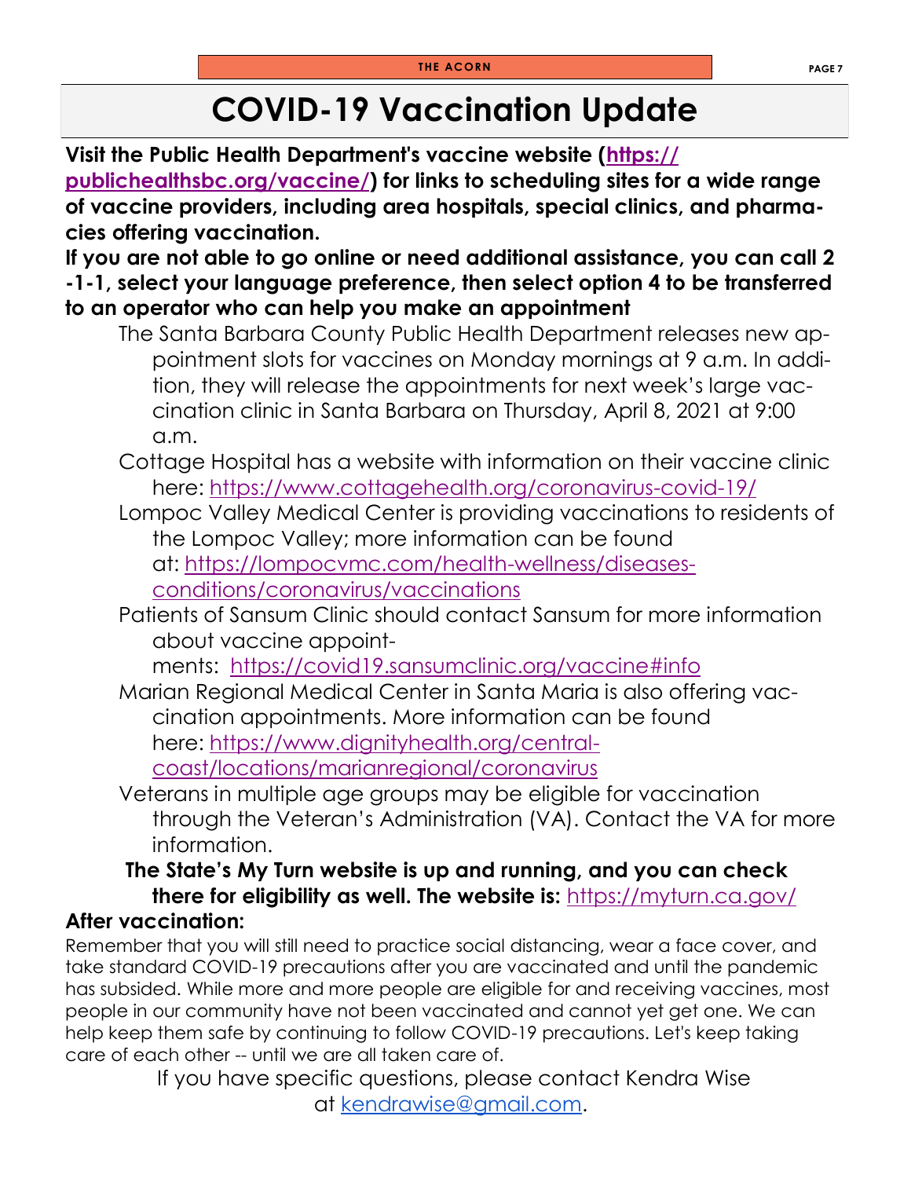# COVID-19 Vaccination Update

**Visit the Public Health Department's vaccine website (https://publichealthsbc.org/vaccine/) for links to scheduling sites for a wide range of vaccine providers, including area hospitals, special clinics, and pharmacies offering vaccination.**

**If you are not able to go online or need additional assistance, you can call 2-1-1, select your language preference, then select option 4 to be transferred to an operator who can help you make an appointment**

The Santa Barbara County Public Health Department releases new appointment slots for vaccines on Monday mornings at 9 a.m. In addition, they will release the appointments for next week's large vaccination clinic in Santa Barbara on Thursday, April 8, 2021 at 9:00 a.m.

Cottage Hospital has a website with information on their vaccine clinic here: https://www.cottagehealth.org/coronavirus-covid-19/

Lompoc Valley Medical Center is providing vaccinations to residents of the Lompoc Valley; more information can be found at: https://lompocvmc.com/health-wellness/diseases-conditions/coronavirus/vaccinations

Patients of Sansum Clinic should contact Sansum for more information about vaccine appointments: https://covid19.sansumclinic.org/vaccine#info

Marian Regional Medical Center in Santa Maria is also offering vaccination appointments. More information can be found here: https://www.dignityhealth.org/central-coast/locations/marianregional/coronavirus

Veterans in multiple age groups may be eligible for vaccination through the Veteran's Administration (VA). Contact the VA for more information.

**The State's My Turn website is up and running, and you can check there for eligibility as well. The website is:** https://myturn.ca.gov/

**After vaccination:**

Remember that you will still need to practice social distancing, wear a face cover, and take standard COVID-19 precautions after you are vaccinated and until the pandemic has subsided. While more and more people are eligible for and receiving vaccines, most people in our community have not been vaccinated and cannot yet get one. We can help keep them safe by continuing to follow COVID-19 precautions. Let's keep taking care of each other -- until we are all taken care of.

If you have specific questions, please contact Kendra Wise at kendrawise@gmail.com.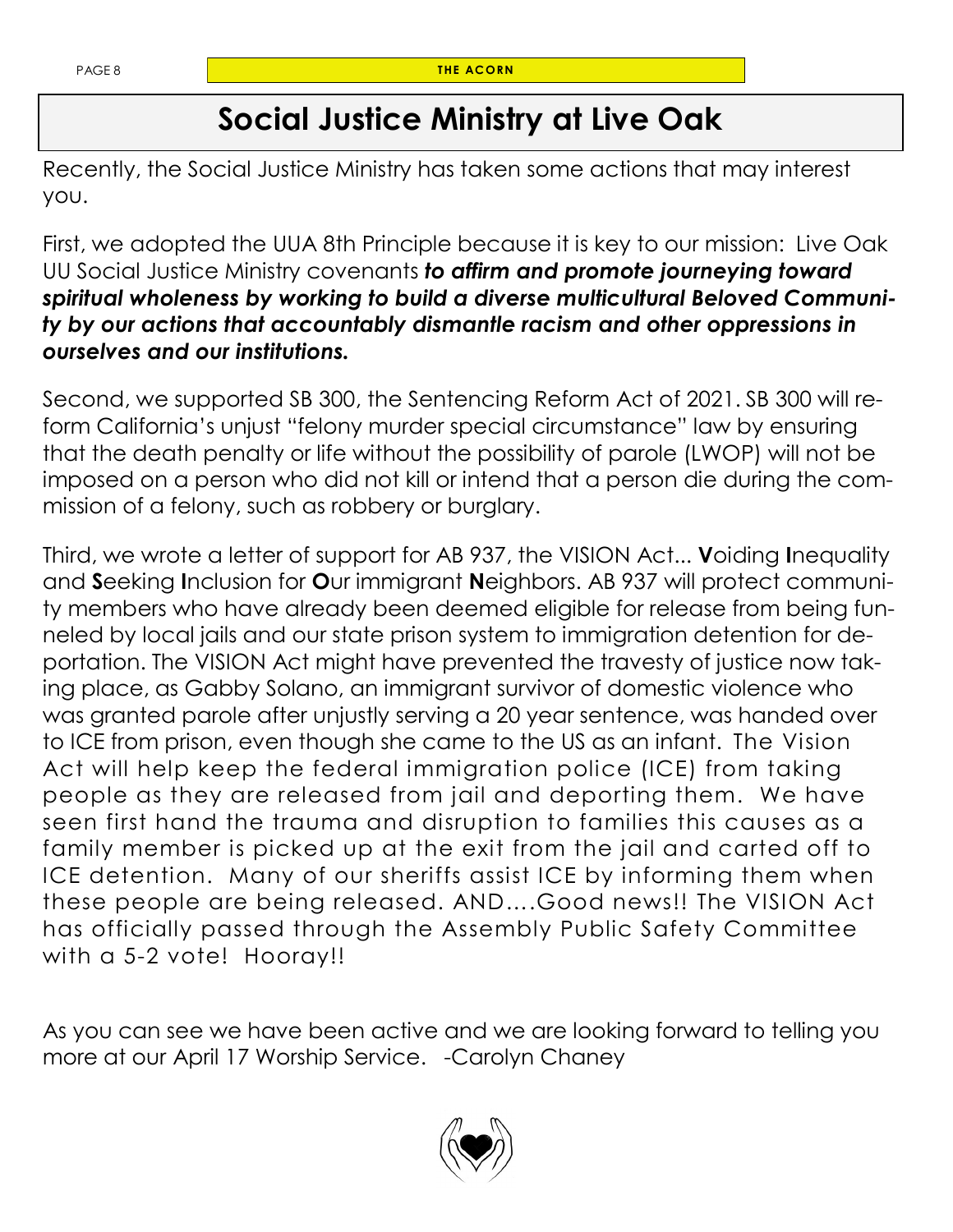# Social Justice Ministry at Live Oak

Recently, the Social Justice Ministry has taken some actions that may interest you.

First, we adopted the UUA 8th Principle because it is key to our mission: Live Oak UU Social Justice Ministry covenants ***to affirm and promote journeying toward spiritual wholeness by working to build a diverse multicultural Beloved Community by our actions that accountably dismantle racism and other oppressions in ourselves and our institutions.***

Second, we supported SB 300, the Sentencing Reform Act of 2021. SB 300 will reform California's unjust "felony murder special circumstance" law by ensuring that the death penalty or life without the possibility of parole (LWOP) will not be imposed on a person who did not kill or intend that a person die during the commission of a felony, such as robbery or burglary.

Third, we wrote a letter of support for AB 937, the VISION Act... **V**oiding **I**nequality and **S**eeking **I**nclusion for **O**ur immigrant **N**eighbors. AB 937 will protect community members who have already been deemed eligible for release from being funneled by local jails and our state prison system to immigration detention for deportation. The VISION Act might have prevented the travesty of justice now taking place, as Gabby Solano, an immigrant survivor of domestic violence who was granted parole after unjustly serving a 20 year sentence, was handed over to ICE from prison, even though she came to the US as an infant. The Vision Act will help keep the federal immigration police (ICE) from taking people as they are released from jail and deporting them. We have seen first hand the trauma and disruption to families this causes as a family member is picked up at the exit from the jail and carted off to ICE detention. Many of our sheriffs assist ICE by informing them when these people are being released. AND….Good news!! The VISION Act has officially passed through the Assembly Public Safety Committee with a 5-2 vote! Hooray!!

As you can see we have been active and we are looking forward to telling you more at our April 17 Worship Service. -Carolyn Chaney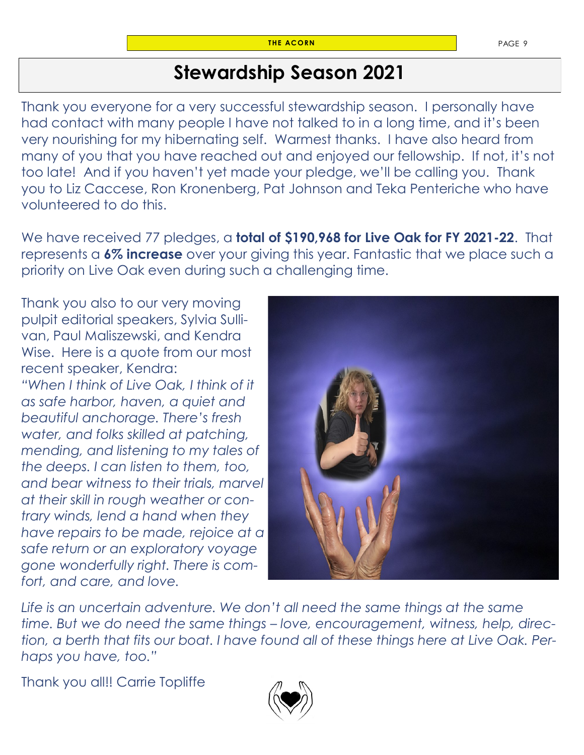# Stewardship Season 2021

Thank you everyone for a very successful stewardship season. I personally have had contact with many people I have not talked to in a long time, and it's been very nourishing for my hibernating self. Warmest thanks. I have also heard from many of you that you have reached out and enjoyed our fellowship. If not, it's not too late! And if you haven't yet made your pledge, we'll be calling you. Thank you to Liz Caccese, Ron Kronenberg, Pat Johnson and Teka Penteriche who have volunteered to do this.

We have received 77 pledges, a **total of $190,968 for Live Oak for FY 2021-22**. That represents a **6% increase** over your giving this year. Fantastic that we place such a priority on Live Oak even during such a challenging time.

Thank you also to our very moving pulpit editorial speakers, Sylvia Sullivan, Paul Maliszewski, and Kendra Wise. Here is a quote from our most recent speaker, Kendra:

*"When I think of Live Oak, I think of it as safe harbor, haven, a quiet and beautiful anchorage. There's fresh water, and folks skilled at patching, mending, and listening to my tales of the deeps. I can listen to them, too, and bear witness to their trials, marvel at their skill in rough weather or contrary winds, lend a hand when they have repairs to be made, rejoice at a safe return or an exploratory voyage gone wonderfully right. There is comfort, and care, and love.*

*Life is an uncertain adventure. We don't all need the same things at the same time. But we do need the same things – love, encouragement, witness, help, direction, a berth that fits our boat. I have found all of these things here at Live Oak. Perhaps you have, too."*

Thank you all!! Carrie Topliffe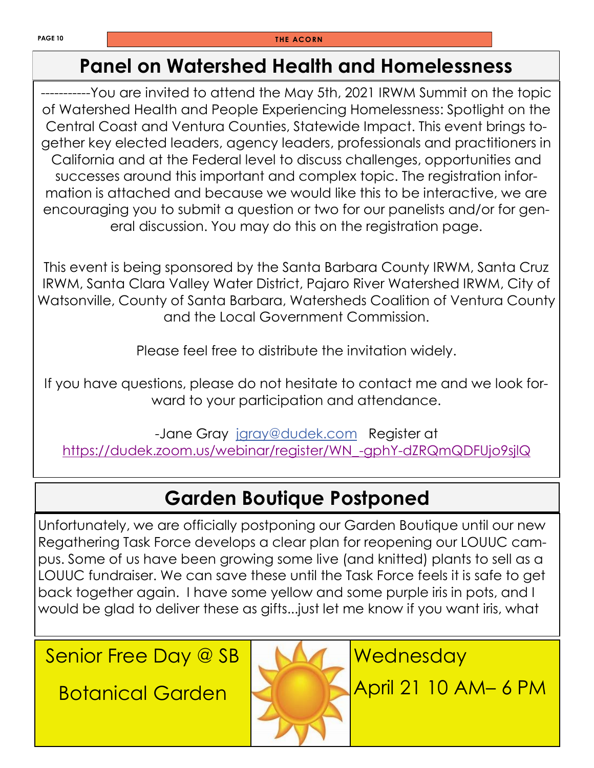## Panel on Watershed Health and Homelessness

-----------You are invited to attend the May 5th, 2021 IRWM Summit on the topic of Watershed Health and People Experiencing Homelessness: Spotlight on the Central Coast and Ventura Counties, Statewide Impact. This event brings together key elected leaders, agency leaders, professionals and practitioners in California and at the Federal level to discuss challenges, opportunities and successes around this important and complex topic. The registration information is attached and because we would like this to be interactive, we are encouraging you to submit a question or two for our panelists and/or for general discussion. You may do this on the registration page.

This event is being sponsored by the Santa Barbara County IRWM, Santa Cruz IRWM, Santa Clara Valley Water District, Pajaro River Watershed IRWM, City of Watsonville, County of Santa Barbara, Watersheds Coalition of Ventura County and the Local Government Commission.

Please feel free to distribute the invitation widely.

If you have questions, please do not hesitate to contact me and we look forward to your participation and attendance.

-Jane Gray jgray@dudek.com Register at https://dudek.zoom.us/webinar/register/WN_-gphY-dZRQmQDFUjo9sjlQ

## Garden Boutique Postponed

Unfortunately, we are officially postponing our Garden Boutique until our new Regathering Task Force develops a clear plan for reopening our LOUUC campus. Some of us have been growing some live (and knitted) plants to sell as a LOUUC fundraiser. We can save these until the Task Force feels it is safe to get back together again. I have some yellow and some purple iris in pots, and I would be glad to deliver these as gifts...just let me know if you want iris, what

Senior Free Day @ SB Botanical Garden

Wednesday April 21 10 AM– 6 PM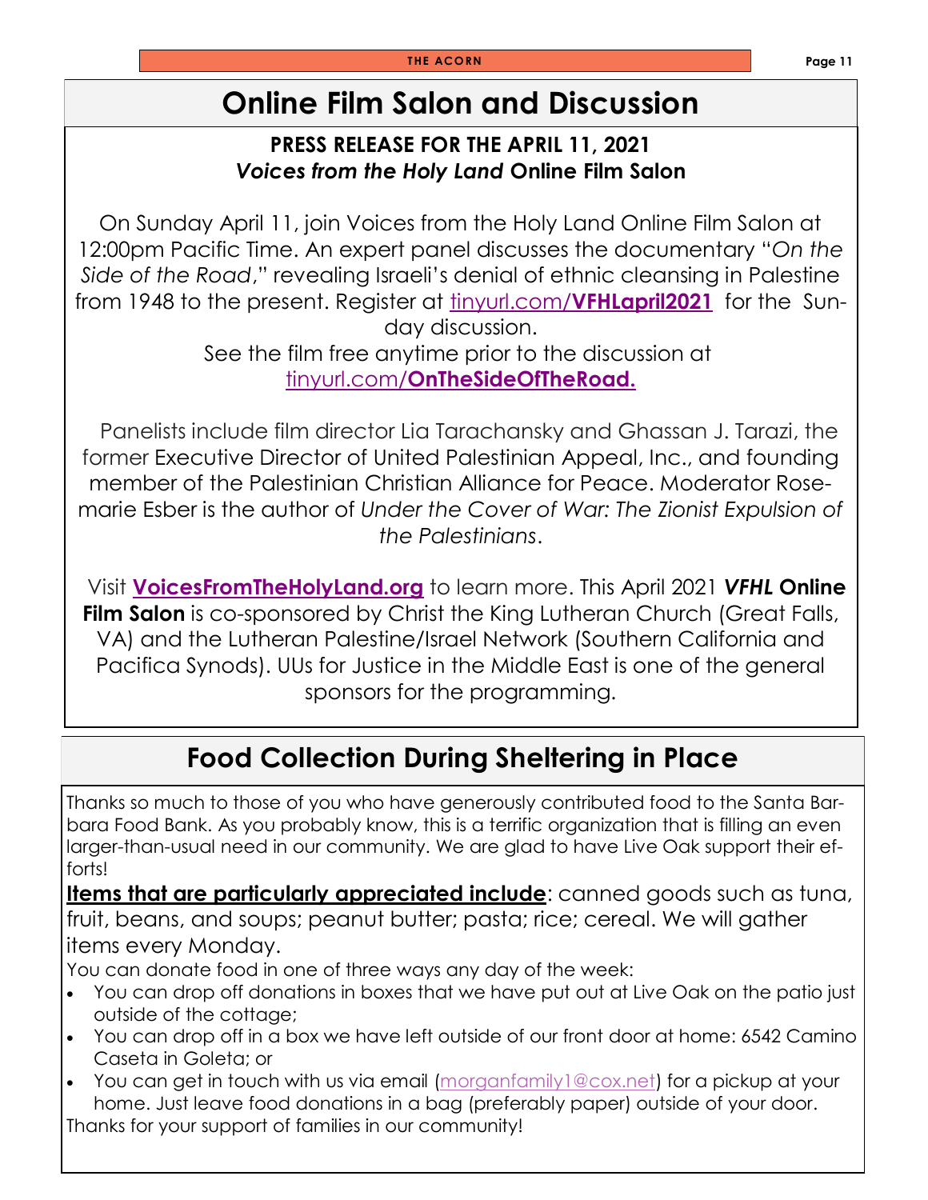# Online Film Salon and Discussion

**PRESS RELEASE FOR THE APRIL 11, 2021**
***Voices from the Holy Land* Online Film Salon**

On Sunday April 11, join Voices from the Holy Land Online Film Salon at 12:00pm Pacific Time. An expert panel discusses the documentary "*On the Side of the Road*," revealing Israeli's denial of ethnic cleansing in Palestine from 1948 to the present. Register at tinyurl.com/**VFHLapril2021** for the Sunday discussion.

See the film free anytime prior to the discussion at tinyurl.com/**OnTheSideOfTheRoad.**

Panelists include film director Lia Tarachansky and Ghassan J. Tarazi, the former Executive Director of United Palestinian Appeal, Inc., and founding member of the Palestinian Christian Alliance for Peace. Moderator Rosemarie Esber is the author of *Under the Cover of War: The Zionist Expulsion of the Palestinians*.

Visit **VoicesFromTheHolyLand.org** to learn more. This April 2021 ***VFHL*** **Online Film Salon** is co-sponsored by Christ the King Lutheran Church (Great Falls, VA) and the Lutheran Palestine/Israel Network (Southern California and Pacifica Synods). UUs for Justice in the Middle East is one of the general sponsors for the programming.

# Food Collection During Sheltering in Place

Thanks so much to those of you who have generously contributed food to the Santa Barbara Food Bank. As you probably know, this is a terrific organization that is filling an even larger-than-usual need in our community. We are glad to have Live Oak support their efforts!

**Items that are particularly appreciated include**: canned goods such as tuna, fruit, beans, and soups; peanut butter; pasta; rice; cereal. We will gather items every Monday.

You can donate food in one of three ways any day of the week:

- You can drop off donations in boxes that we have put out at Live Oak on the patio just outside of the cottage;
- You can drop off in a box we have left outside of our front door at home: 6542 Camino Caseta in Goleta; or
- You can get in touch with us via email (morganfamily1@cox.net) for a pickup at your home. Just leave food donations in a bag (preferably paper) outside of your door.

Thanks for your support of families in our community!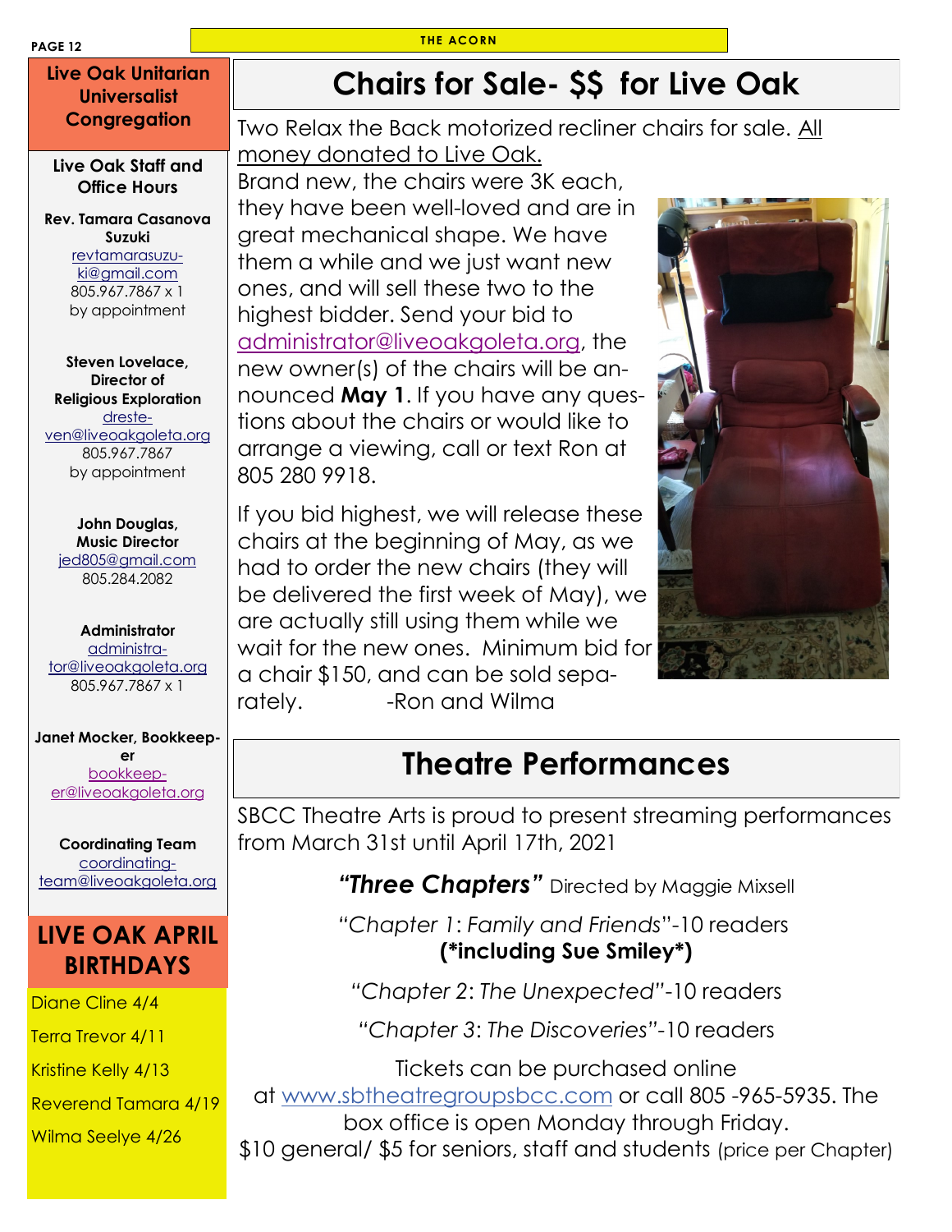**Live Oak Unitarian Universalist Congregation**

**Live Oak Staff and Office Hours**

**Rev. Tamara Casanova Suzuki**
revtamarasuzuki@gmail.com
805.967.7867 x 1
by appointment

**Steven Lovelace, Director of Religious Exploration**
dresteven@liveoakgoleta.org
805.967.7867
by appointment

**John Douglas, Music Director**
jed805@gmail.com
805.284.2082

**Administrator**
administrator@liveoakgoleta.org
805.967.7867 x 1

**Janet Mocker, Bookkeeper**
bookkeeper@liveoakgoleta.org

**Coordinating Team**
coordinating-team@liveoakgoleta.org

## LIVE OAK APRIL BIRTHDAYS

Diane Cline 4/4

Terra Trevor 4/11

Kristine Kelly 4/13

Reverend Tamara 4/19

Wilma Seelye 4/26

# Chairs for Sale- $$ for Live Oak

Two Relax the Back motorized recliner chairs for sale. All money donated to Live Oak.

Brand new, the chairs were 3K each, they have been well-loved and are in great mechanical shape. We have them a while and we just want new ones, and will sell these two to the highest bidder. Send your bid to administrator@liveoakgoleta.org, the new owner(s) of the chairs will be announced **May 1**. If you have any questions about the chairs or would like to arrange a viewing, call or text Ron at 805 280 9918.

If you bid highest, we will release these chairs at the beginning of May, as we had to order the new chairs (they will be delivered the first week of May), we are actually still using them while we wait for the new ones. Minimum bid for a chair $150, and can be sold separately. -Ron and Wilma

# Theatre Performances

SBCC Theatre Arts is proud to present streaming performances from March 31st until April 17th, 2021

***"Three Chapters"*** Directed by Maggie Mixsell

*"Chapter 1: Family and Friends"*-10 readers
**(*including Sue Smiley*)**

*"Chapter 2: The Unexpected"*-10 readers

*"Chapter 3: The Discoveries"*-10 readers

Tickets can be purchased online at www.sbtheatregroupsbcc.com or call 805 -965-5935. The box office is open Monday through Friday.
$10 general/ $5 for seniors, staff and students (price per Chapter)